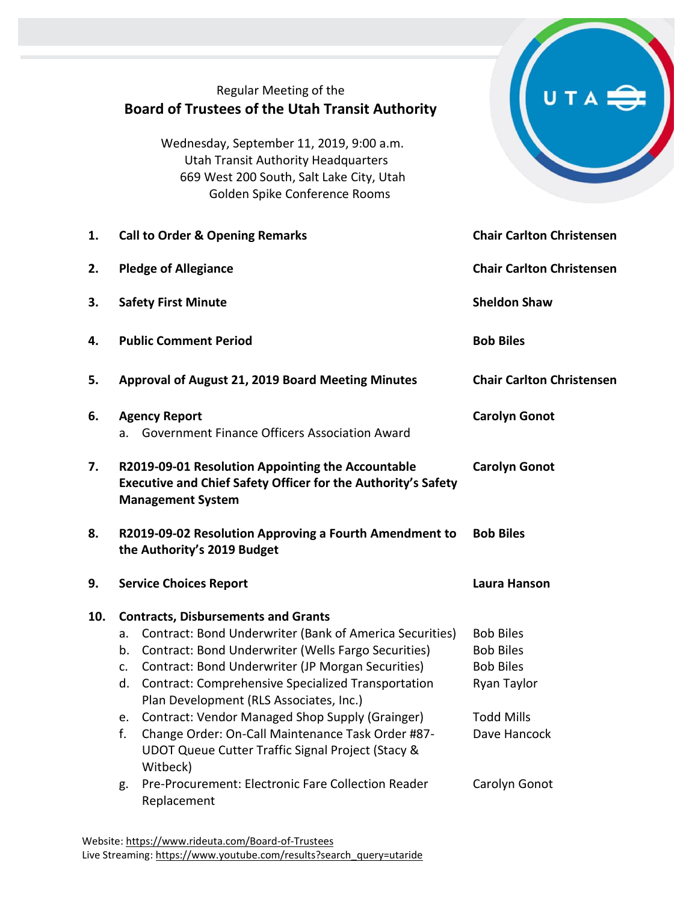Regular Meeting of the

# Board of Trustees of the Utah Transit Authority

Wednesday, September 11, 2019, 9:00 a.m.
Utah Transit Authority Headquarters
669 West 200 South, Salt Lake City, Utah
Golden Spike Conference Rooms

| | Item | Presenter |
|---|---|---|
| **1.** | **Call to Order & Opening Remarks** | **Chair Carlton Christensen** |
| **2.** | **Pledge of Allegiance** | **Chair Carlton Christensen** |
| **3.** | **Safety First Minute** | **Sheldon Shaw** |
| **4.** | **Public Comment Period** | **Bob Biles** |
| **5.** | **Approval of August 21, 2019 Board Meeting Minutes** | **Chair Carlton Christensen** |
| **6.** | **Agency Report** | **Carolyn Gonot** |
| | a. Government Finance Officers Association Award | |
| **7.** | **R2019-09-01 Resolution Appointing the Accountable Executive and Chief Safety Officer for the Authority's Safety Management System** | **Carolyn Gonot** |
| **8.** | **R2019-09-02 Resolution Approving a Fourth Amendment to the Authority's 2019 Budget** | **Bob Biles** |
| **9.** | **Service Choices Report** | **Laura Hanson** |
| **10.** | **Contracts, Disbursements and Grants** | |
| | a. Contract: Bond Underwriter (Bank of America Securities) | Bob Biles |
| | b. Contract: Bond Underwriter (Wells Fargo Securities) | Bob Biles |
| | c. Contract: Bond Underwriter (JP Morgan Securities) | Bob Biles |
| | d. Contract: Comprehensive Specialized Transportation Plan Development (RLS Associates, Inc.) | Ryan Taylor |
| | e. Contract: Vendor Managed Shop Supply (Grainger) | Todd Mills |
| | f. Change Order: On-Call Maintenance Task Order #87-UDOT Queue Cutter Traffic Signal Project (Stacy & Witbeck) | Dave Hancock |
| | g. Pre-Procurement: Electronic Fare Collection Reader Replacement | Carolyn Gonot |

Website: https://www.rideuta.com/Board-of-Trustees
Live Streaming: https://www.youtube.com/results?search_query=utaride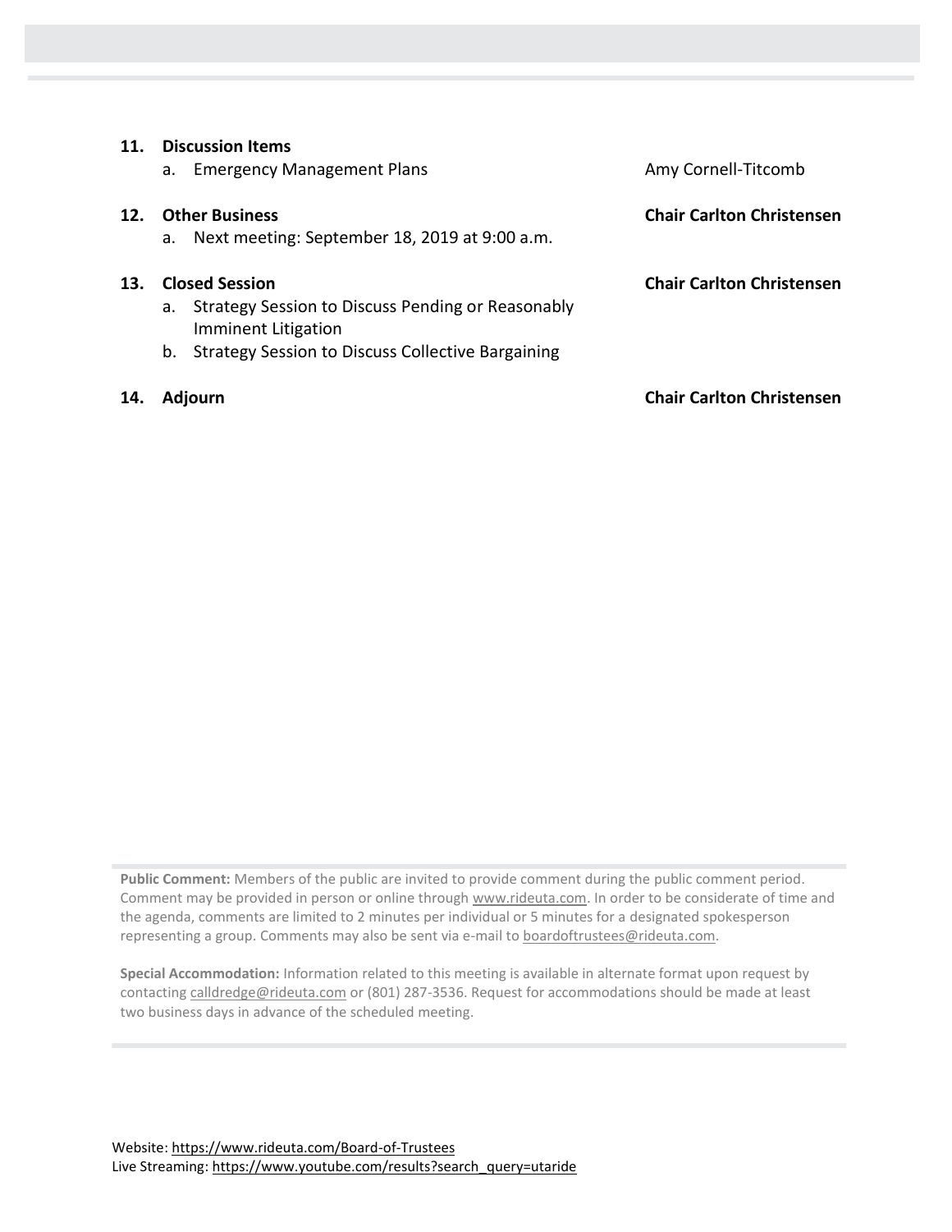11. **Discussion Items**
    a. Emergency Management Plans — Amy Cornell-Titcomb

12. **Other Business** — **Chair Carlton Christensen**
    a. Next meeting: September 18, 2019 at 9:00 a.m.

13. **Closed Session** — **Chair Carlton Christensen**
    a. Strategy Session to Discuss Pending or Reasonably Imminent Litigation
    b. Strategy Session to Discuss Collective Bargaining

14. **Adjourn** — **Chair Carlton Christensen**

**Public Comment:** Members of the public are invited to provide comment during the public comment period. Comment may be provided in person or online through www.rideuta.com. In order to be considerate of time and the agenda, comments are limited to 2 minutes per individual or 5 minutes for a designated spokesperson representing a group. Comments may also be sent via e-mail to boardoftrustees@rideuta.com.

**Special Accommodation:** Information related to this meeting is available in alternate format upon request by contacting calldredge@rideuta.com or (801) 287-3536. Request for accommodations should be made at least two business days in advance of the scheduled meeting.

Website: https://www.rideuta.com/Board-of-Trustees
Live Streaming: https://www.youtube.com/results?search_query=utaride